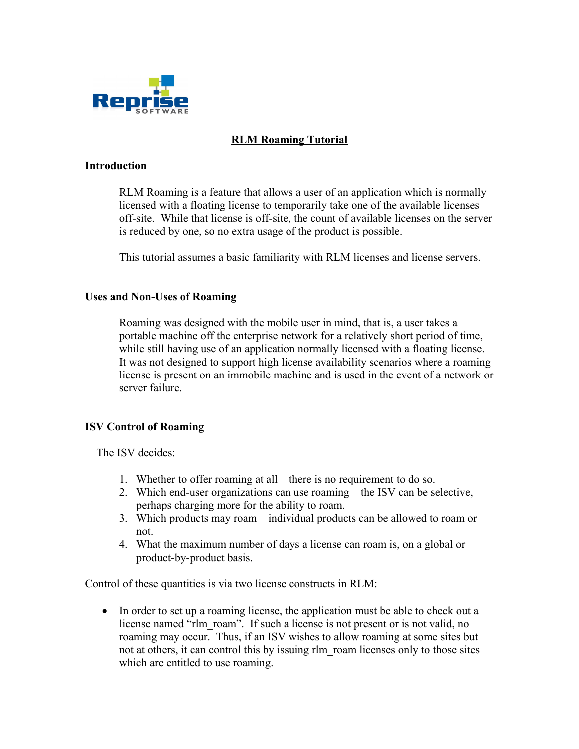# RLM Roaming Tutorial

## Introduction

RLM Roaming is a feature that allows a user of an application which is normally licensed with a floating license to temporarily take one of the available licenses off-site. While that license is off-site, the count of available licenses on the server is reduced by one, so no extra usage of the product is possible.

This tutorial assumes a basic familiarity with RLM licenses and license servers.

## Uses and Non-Uses of Roaming

Roaming was designed with the mobile user in mind, that is, a user takes a portable machine off the enterprise network for a relatively short period of time, while still having use of an application normally licensed with a floating license. It was not designed to support high license availability scenarios where a roaming license is present on an immobile machine and is used in the event of a network or server failure.

## ISV Control of Roaming

The ISV decides:

1. Whether to offer roaming at all – there is no requirement to do so.
2. Which end-user organizations can use roaming – the ISV can be selective, perhaps charging more for the ability to roam.
3. Which products may roam – individual products can be allowed to roam or not.
4. What the maximum number of days a license can roam is, on a global or product-by-product basis.

Control of these quantities is via two license constructs in RLM:

- In order to set up a roaming license, the application must be able to check out a license named "rlm_roam". If such a license is not present or is not valid, no roaming may occur. Thus, if an ISV wishes to allow roaming at some sites but not at others, it can control this by issuing rlm_roam licenses only to those sites which are entitled to use roaming.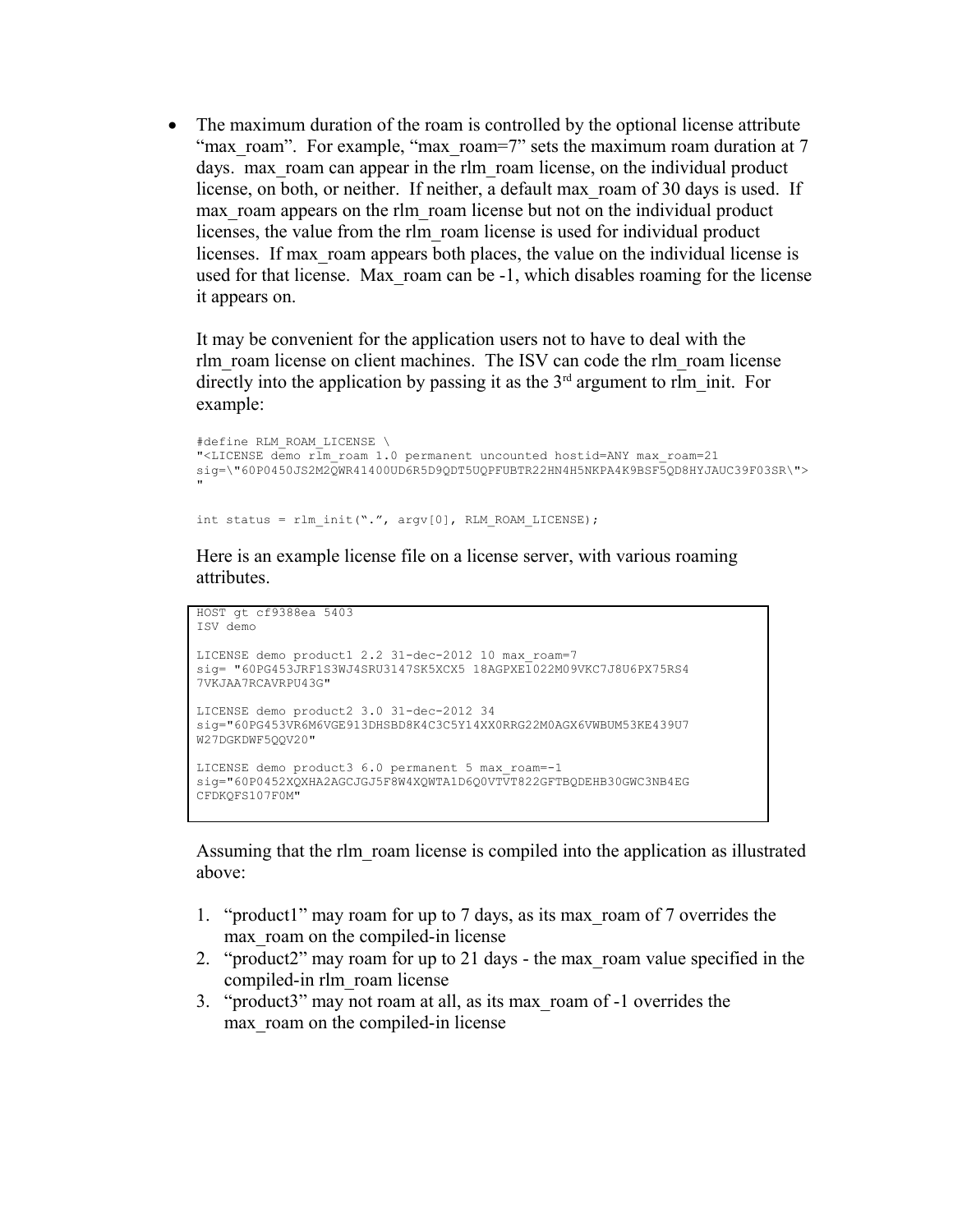- The maximum duration of the roam is controlled by the optional license attribute "max_roam". For example, "max_roam=7" sets the maximum roam duration at 7 days. max_roam can appear in the rlm_roam license, on the individual product license, on both, or neither. If neither, a default max_roam of 30 days is used. If max_roam appears on the rlm_roam license but not on the individual product licenses, the value from the rlm_roam license is used for individual product licenses. If max_roam appears both places, the value on the individual license is used for that license. Max_roam can be -1, which disables roaming for the license it appears on.

  It may be convenient for the application users not to have to deal with the rlm_roam license on client machines. The ISV can code the rlm_roam license directly into the application by passing it as the 3rd argument to rlm_init. For example:

```
#define RLM_ROAM_LICENSE \
"<LICENSE demo rlm_roam 1.0 permanent uncounted hostid=ANY max_roam=21
sig=\"60P0450JS2M2QWR41400UD6R5D9QDT5UQPFUBTR22HN4H5NKPA4K9BSF5QD8HYJAUC39F03SR\">
"

int status = rlm_init(".", argv[0], RLM_ROAM_LICENSE);
```

  Here is an example license file on a license server, with various roaming attributes.

```
HOST gt cf9388ea 5403
ISV demo

LICENSE demo product1 2.2 31-dec-2012 10 max_roam=7
sig= "60PG453JRF1S3WJ4SRU3147SK5XCX5 18AGPXE1022M09VKC7J8U6PX75RS4
7VKJAA7RCAVRPU43G"

LICENSE demo product2 3.0 31-dec-2012 34
sig="60PG453VR6M6VGE913DHSBD8K4C3C5Y14XX0RRG22M0AGX6VWBUM53KE439U7
W27DGKDWF5QQV20"

LICENSE demo product3 6.0 permanent 5 max_roam=-1
sig="60P0452XQXHA2AGCJGJ5F8W4XQWTA1D6Q0VTVT822GFTBQDEHB30GWC3NB4EG
CFDKQFS107F0M"
```

  Assuming that the rlm_roam license is compiled into the application as illustrated above:

  1. "product1" may roam for up to 7 days, as its max_roam of 7 overrides the max_roam on the compiled-in license
  2. "product2" may roam for up to 21 days - the max_roam value specified in the compiled-in rlm_roam license
  3. "product3" may not roam at all, as its max_roam of -1 overrides the max_roam on the compiled-in license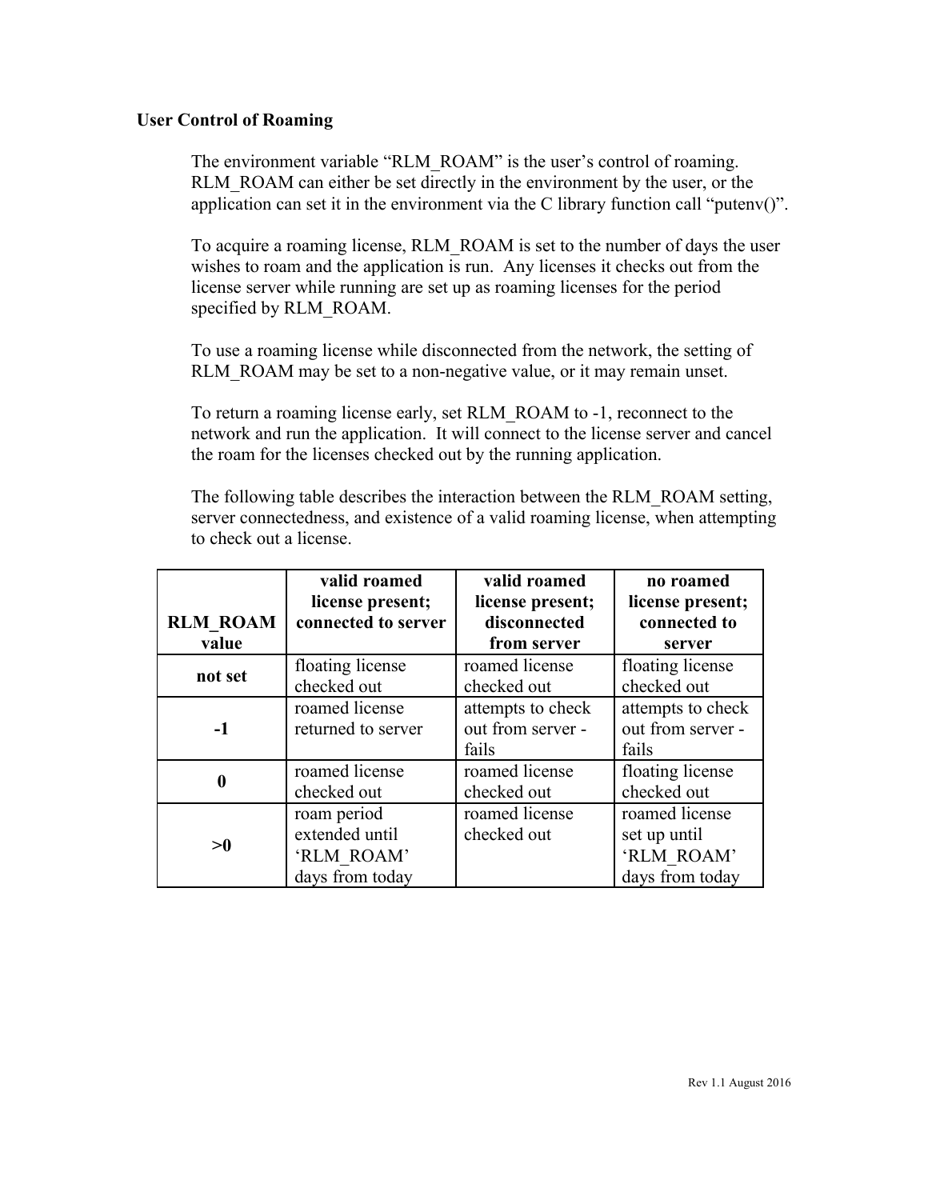**User Control of Roaming**

The environment variable "RLM_ROAM" is the user's control of roaming. RLM_ROAM can either be set directly in the environment by the user, or the application can set it in the environment via the C library function call "putenv()".

To acquire a roaming license, RLM_ROAM is set to the number of days the user wishes to roam and the application is run. Any licenses it checks out from the license server while running are set up as roaming licenses for the period specified by RLM_ROAM.

To use a roaming license while disconnected from the network, the setting of RLM_ROAM may be set to a non-negative value, or it may remain unset.

To return a roaming license early, set RLM_ROAM to -1, reconnect to the network and run the application. It will connect to the license server and cancel the roam for the licenses checked out by the running application.

The following table describes the interaction between the RLM_ROAM setting, server connectedness, and existence of a valid roaming license, when attempting to check out a license.

| RLM_ROAM value | valid roamed license present; connected to server | valid roamed license present; disconnected from server | no roamed license present; connected to server |
|---|---|---|---|
| **not set** | floating license checked out | roamed license checked out | floating license checked out |
| **-1** | roamed license returned to server | attempts to check out from server - fails | attempts to check out from server - fails |
| **0** | roamed license checked out | roamed license checked out | floating license checked out |
| **>0** | roam period extended until 'RLM_ROAM' days from today | roamed license checked out | roamed license set up until 'RLM_ROAM' days from today |